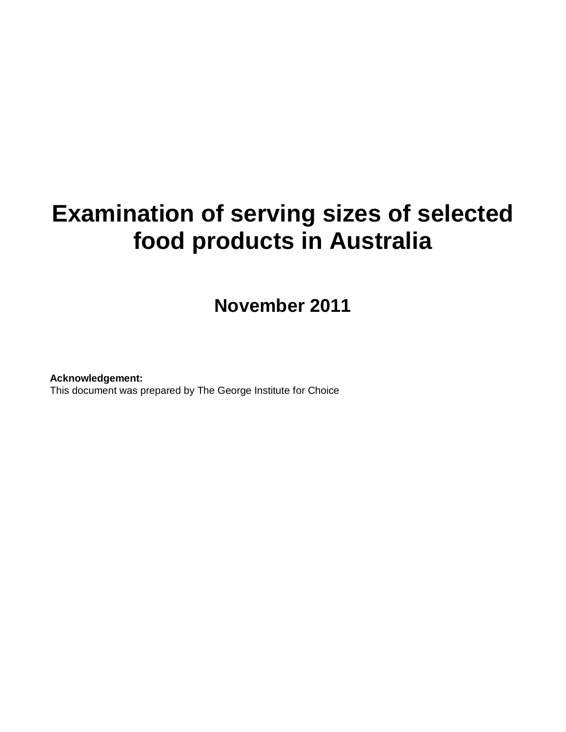# Examination of serving sizes of selected food products in Australia

## November 2011

**Acknowledgement:**
This document was prepared by The George Institute for Choice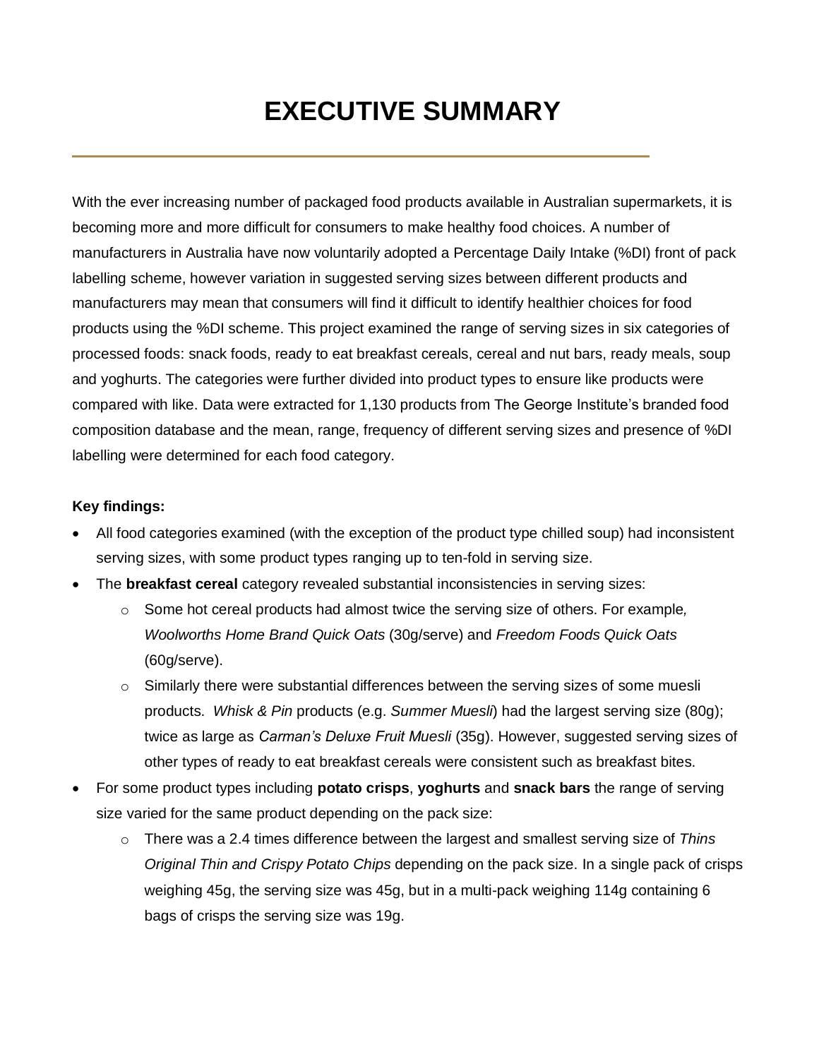# EXECUTIVE SUMMARY

With the ever increasing number of packaged food products available in Australian supermarkets, it is becoming more and more difficult for consumers to make healthy food choices. A number of manufacturers in Australia have now voluntarily adopted a Percentage Daily Intake (%DI) front of pack labelling scheme, however variation in suggested serving sizes between different products and manufacturers may mean that consumers will find it difficult to identify healthier choices for food products using the %DI scheme. This project examined the range of serving sizes in six categories of processed foods: snack foods, ready to eat breakfast cereals, cereal and nut bars, ready meals, soup and yoghurts. The categories were further divided into product types to ensure like products were compared with like. Data were extracted for 1,130 products from The George Institute's branded food composition database and the mean, range, frequency of different serving sizes and presence of %DI labelling were determined for each food category.

**Key findings:**

- All food categories examined (with the exception of the product type chilled soup) had inconsistent serving sizes, with some product types ranging up to ten-fold in serving size.
- The **breakfast cereal** category revealed substantial inconsistencies in serving sizes:
  - Some hot cereal products had almost twice the serving size of others. For example, *Woolworths Home Brand Quick Oats* (30g/serve) and *Freedom Foods Quick Oats* (60g/serve).
  - Similarly there were substantial differences between the serving sizes of some muesli products. *Whisk & Pin* products (e.g. *Summer Muesli*) had the largest serving size (80g); twice as large as *Carman's Deluxe Fruit Muesli* (35g). However, suggested serving sizes of other types of ready to eat breakfast cereals were consistent such as breakfast bites.
- For some product types including **potato crisps**, **yoghurts** and **snack bars** the range of serving size varied for the same product depending on the pack size:
  - There was a 2.4 times difference between the largest and smallest serving size of *Thins Original Thin and Crispy Potato Chips* depending on the pack size. In a single pack of crisps weighing 45g, the serving size was 45g, but in a multi-pack weighing 114g containing 6 bags of crisps the serving size was 19g.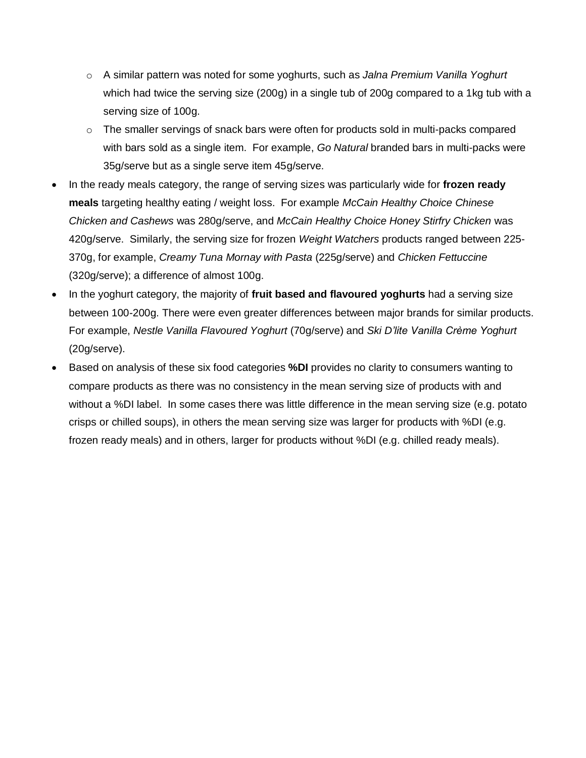- A similar pattern was noted for some yoghurts, such as *Jalna Premium Vanilla Yoghurt* which had twice the serving size (200g) in a single tub of 200g compared to a 1kg tub with a serving size of 100g.
  - The smaller servings of snack bars were often for products sold in multi-packs compared with bars sold as a single item. For example, *Go Natural* branded bars in multi-packs were 35g/serve but as a single serve item 45g/serve.
- In the ready meals category, the range of serving sizes was particularly wide for **frozen ready meals** targeting healthy eating / weight loss. For example *McCain Healthy Choice Chinese Chicken and Cashews* was 280g/serve, and *McCain Healthy Choice Honey Stirfry Chicken* was 420g/serve. Similarly, the serving size for frozen *Weight Watchers* products ranged between 225-370g, for example, *Creamy Tuna Mornay with Pasta* (225g/serve) and *Chicken Fettuccine* (320g/serve); a difference of almost 100g.
- In the yoghurt category, the majority of **fruit based and flavoured yoghurts** had a serving size between 100-200g. There were even greater differences between major brands for similar products. For example, *Nestle Vanilla Flavoured Yoghurt* (70g/serve) and *Ski D'lite Vanilla Crème Yoghurt* (20g/serve).
- Based on analysis of these six food categories **%DI** provides no clarity to consumers wanting to compare products as there was no consistency in the mean serving size of products with and without a %DI label. In some cases there was little difference in the mean serving size (e.g. potato crisps or chilled soups), in others the mean serving size was larger for products with %DI (e.g. frozen ready meals) and in others, larger for products without %DI (e.g. chilled ready meals).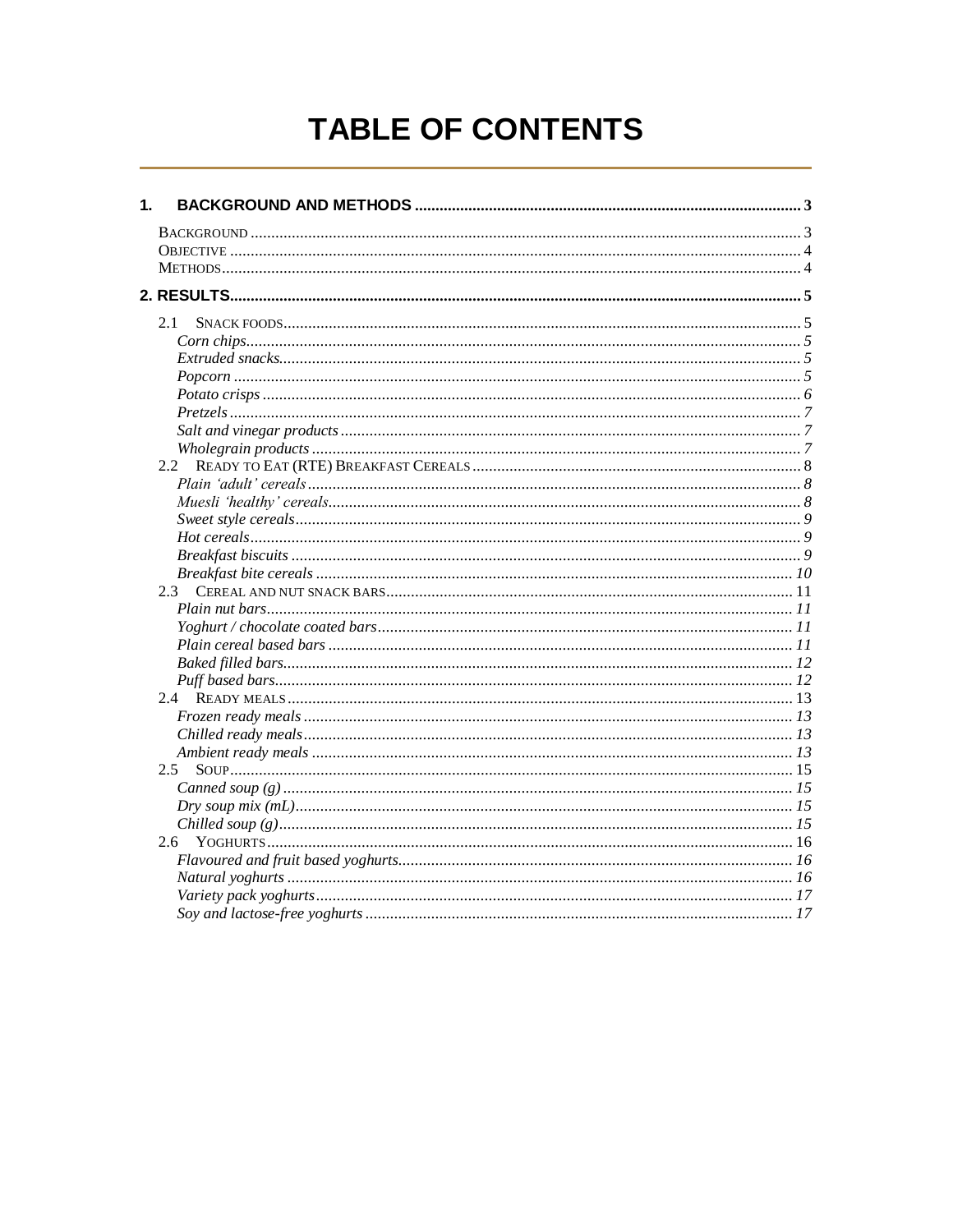# TABLE OF CONTENTS

**1. BACKGROUND AND METHODS** ..... 3

- BACKGROUND ..... 3
- OBJECTIVE ..... 4
- METHODS ..... 4

**2. RESULTS** ..... 5

- 2.1 SNACK FOODS ..... 5
  - *Corn chips* ..... 5
  - *Extruded snacks* ..... 5
  - *Popcorn* ..... 5
  - *Potato crisps* ..... 6
  - *Pretzels* ..... 7
  - *Salt and vinegar products* ..... 7
  - *Wholegrain products* ..... 7
- 2.2 READY TO EAT (RTE) BREAKFAST CEREALS ..... 8
  - *Plain 'adult' cereals* ..... 8
  - *Muesli 'healthy' cereals* ..... 8
  - *Sweet style cereals* ..... 9
  - *Hot cereals* ..... 9
  - *Breakfast biscuits* ..... 9
  - *Breakfast bite cereals* ..... 10
- 2.3 CEREAL AND NUT SNACK BARS ..... 11
  - *Plain nut bars* ..... 11
  - *Yoghurt / chocolate coated bars* ..... 11
  - *Plain cereal based bars* ..... 11
  - *Baked filled bars* ..... 12
  - *Puff based bars* ..... 12
- 2.4 READY MEALS ..... 13
  - *Frozen ready meals* ..... 13
  - *Chilled ready meals* ..... 13
  - *Ambient ready meals* ..... 13
- 2.5 SOUP ..... 15
  - *Canned soup (g)* ..... 15
  - *Dry soup mix (mL)* ..... 15
  - *Chilled soup (g)* ..... 15
- 2.6 YOGHURTS ..... 16
  - *Flavoured and fruit based yoghurts* ..... 16
  - *Natural yoghurts* ..... 16
  - *Variety pack yoghurts* ..... 17
  - *Soy and lactose-free yoghurts* ..... 17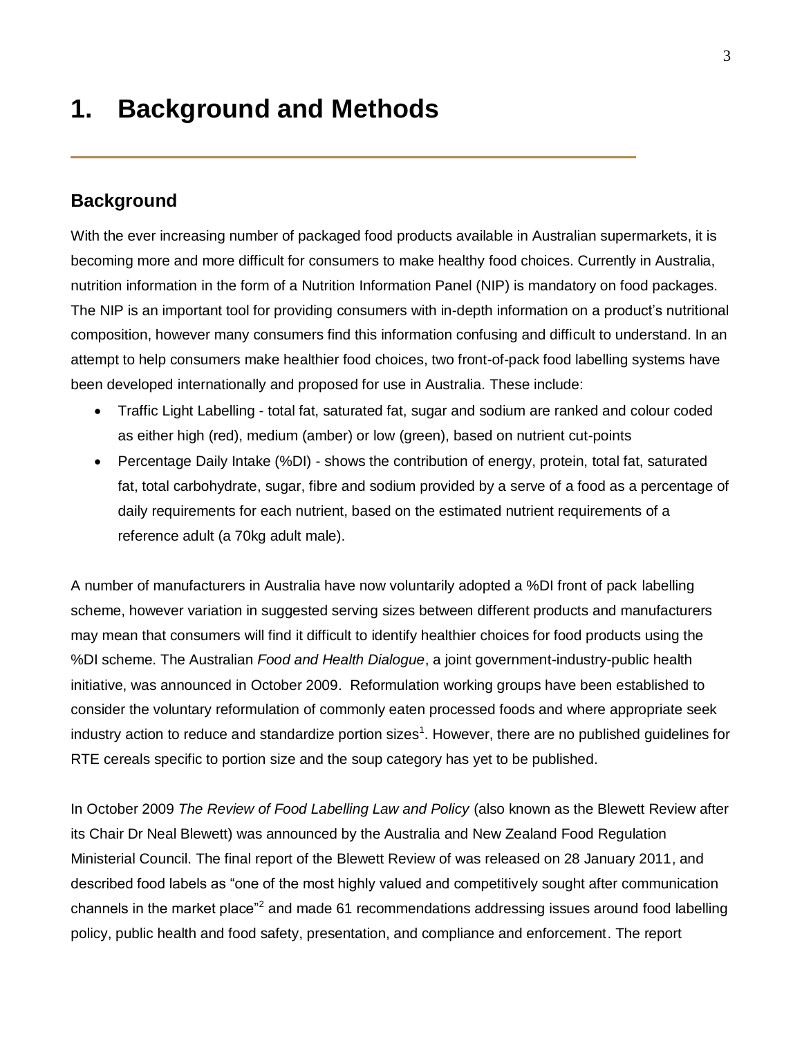# 1. Background and Methods

## Background

With the ever increasing number of packaged food products available in Australian supermarkets, it is becoming more and more difficult for consumers to make healthy food choices. Currently in Australia, nutrition information in the form of a Nutrition Information Panel (NIP) is mandatory on food packages. The NIP is an important tool for providing consumers with in-depth information on a product's nutritional composition, however many consumers find this information confusing and difficult to understand. In an attempt to help consumers make healthier food choices, two front-of-pack food labelling systems have been developed internationally and proposed for use in Australia. These include:

- Traffic Light Labelling - total fat, saturated fat, sugar and sodium are ranked and colour coded as either high (red), medium (amber) or low (green), based on nutrient cut-points
- Percentage Daily Intake (%DI) - shows the contribution of energy, protein, total fat, saturated fat, total carbohydrate, sugar, fibre and sodium provided by a serve of a food as a percentage of daily requirements for each nutrient, based on the estimated nutrient requirements of a reference adult (a 70kg adult male).

A number of manufacturers in Australia have now voluntarily adopted a %DI front of pack labelling scheme, however variation in suggested serving sizes between different products and manufacturers may mean that consumers will find it difficult to identify healthier choices for food products using the %DI scheme. The Australian *Food and Health Dialogue*, a joint government-industry-public health initiative, was announced in October 2009. Reformulation working groups have been established to consider the voluntary reformulation of commonly eaten processed foods and where appropriate seek industry action to reduce and standardize portion sizes[1]. However, there are no published guidelines for RTE cereals specific to portion size and the soup category has yet to be published.

In October 2009 *The Review of Food Labelling Law and Policy* (also known as the Blewett Review after its Chair Dr Neal Blewett) was announced by the Australia and New Zealand Food Regulation Ministerial Council. The final report of the Blewett Review of was released on 28 January 2011, and described food labels as "one of the most highly valued and competitively sought after communication channels in the market place"[2] and made 61 recommendations addressing issues around food labelling policy, public health and food safety, presentation, and compliance and enforcement. The report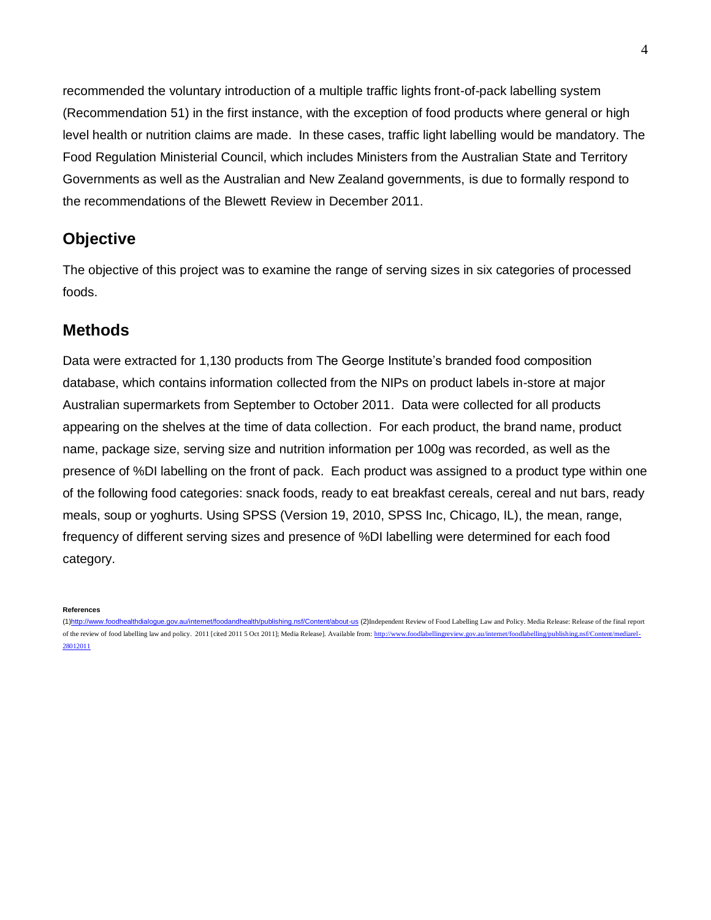recommended the voluntary introduction of a multiple traffic lights front-of-pack labelling system (Recommendation 51) in the first instance, with the exception of food products where general or high level health or nutrition claims are made. In these cases, traffic light labelling would be mandatory. The Food Regulation Ministerial Council, which includes Ministers from the Australian State and Territory Governments as well as the Australian and New Zealand governments, is due to formally respond to the recommendations of the Blewett Review in December 2011.

## Objective

The objective of this project was to examine the range of serving sizes in six categories of processed foods.

## Methods

Data were extracted for 1,130 products from The George Institute's branded food composition database, which contains information collected from the NIPs on product labels in-store at major Australian supermarkets from September to October 2011. Data were collected for all products appearing on the shelves at the time of data collection. For each product, the brand name, product name, package size, serving size and nutrition information per 100g was recorded, as well as the presence of %DI labelling on the front of pack. Each product was assigned to a product type within one of the following food categories: snack foods, ready to eat breakfast cereals, cereal and nut bars, ready meals, soup or yoghurts. Using SPSS (Version 19, 2010, SPSS Inc, Chicago, IL), the mean, range, frequency of different serving sizes and presence of %DI labelling were determined for each food category.

**References**

(1)http://www.foodhealthdialogue.gov.au/internet/foodandhealth/publishing.nsf/Content/about-us (2)Independent Review of Food Labelling Law and Policy. Media Release: Release of the final report of the review of food labelling law and policy. 2011 [cited 2011 5 Oct 2011]; Media Release]. Available from: http://www.foodlabellingreview.gov.au/internet/foodlabelling/publishing.nsf/Content/mediarel-28012011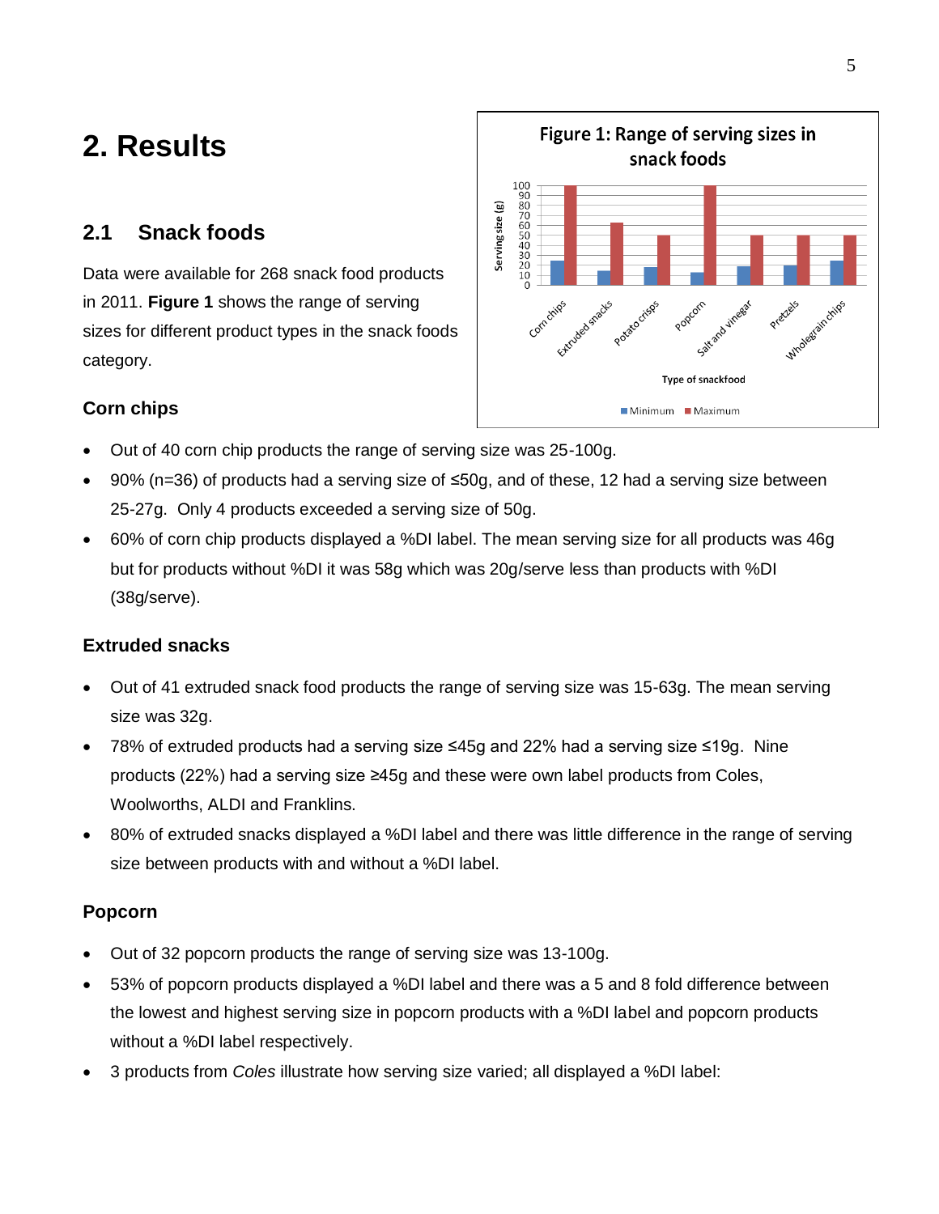# 2. Results

## 2.1 Snack foods

Data were available for 268 snack food products in 2011. **Figure 1** shows the range of serving sizes for different product types in the snack foods category.

Figure 1: Range of serving sizes in snack foods

### Corn chips

- Out of 40 corn chip products the range of serving size was 25-100g.
- 90% (n=36) of products had a serving size of ≤50g, and of these, 12 had a serving size between 25-27g. Only 4 products exceeded a serving size of 50g.
- 60% of corn chip products displayed a %DI label. The mean serving size for all products was 46g but for products without %DI it was 58g which was 20g/serve less than products with %DI (38g/serve).

### Extruded snacks

- Out of 41 extruded snack food products the range of serving size was 15-63g. The mean serving size was 32g.
- 78% of extruded products had a serving size ≤45g and 22% had a serving size ≤19g. Nine products (22%) had a serving size ≥45g and these were own label products from Coles, Woolworths, ALDI and Franklins.
- 80% of extruded snacks displayed a %DI label and there was little difference in the range of serving size between products with and without a %DI label.

### Popcorn

- Out of 32 popcorn products the range of serving size was 13-100g.
- 53% of popcorn products displayed a %DI label and there was a 5 and 8 fold difference between the lowest and highest serving size in popcorn products with a %DI label and popcorn products without a %DI label respectively.
- 3 products from *Coles* illustrate how serving size varied; all displayed a %DI label: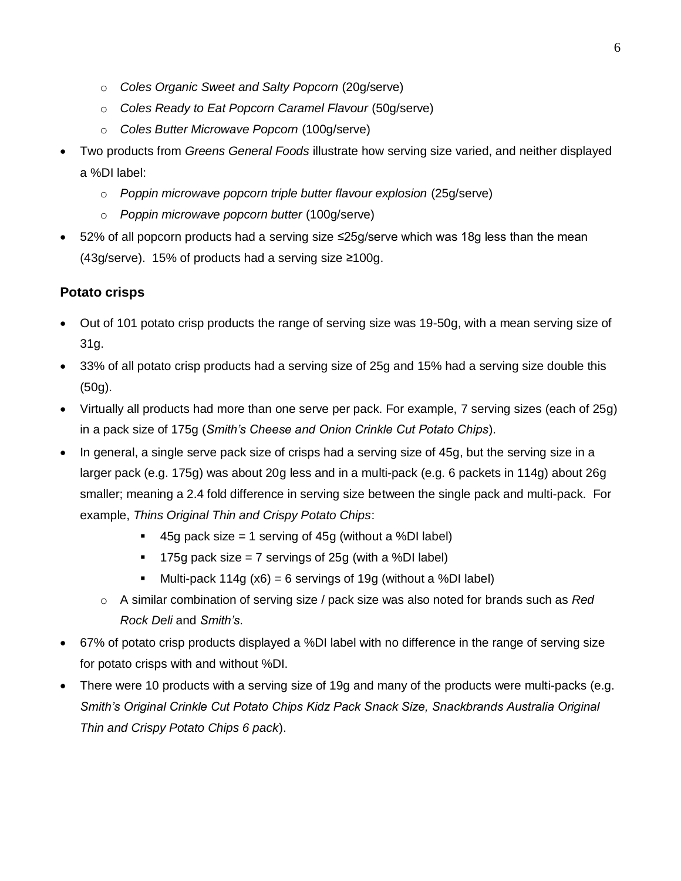- *Coles Organic Sweet and Salty Popcorn* (20g/serve)
    - *Coles Ready to Eat Popcorn Caramel Flavour* (50g/serve)
    - *Coles Butter Microwave Popcorn* (100g/serve)
- Two products from *Greens General Foods* illustrate how serving size varied, and neither displayed a %DI label:
    - *Poppin microwave popcorn triple butter flavour explosion* (25g/serve)
    - *Poppin microwave popcorn butter* (100g/serve)
- 52% of all popcorn products had a serving size ≤25g/serve which was 18g less than the mean (43g/serve). 15% of products had a serving size ≥100g.

### Potato crisps

- Out of 101 potato crisp products the range of serving size was 19-50g, with a mean serving size of 31g.
- 33% of all potato crisp products had a serving size of 25g and 15% had a serving size double this (50g).
- Virtually all products had more than one serve per pack. For example, 7 serving sizes (each of 25g) in a pack size of 175g (*Smith's Cheese and Onion Crinkle Cut Potato Chips*).
- In general, a single serve pack size of crisps had a serving size of 45g, but the serving size in a larger pack (e.g. 175g) was about 20g less and in a multi-pack (e.g. 6 packets in 114g) about 26g smaller; meaning a 2.4 fold difference in serving size between the single pack and multi-pack. For example, *Thins Original Thin and Crispy Potato Chips*:
        - 45g pack size = 1 serving of 45g (without a %DI label)
        - 175g pack size = 7 servings of 25g (with a %DI label)
        - Multi-pack 114g (x6) = 6 servings of 19g (without a %DI label)
    - A similar combination of serving size / pack size was also noted for brands such as *Red Rock Deli* and *Smith's*.
- 67% of potato crisp products displayed a %DI label with no difference in the range of serving size for potato crisps with and without %DI.
- There were 10 products with a serving size of 19g and many of the products were multi-packs (e.g. *Smith's Original Crinkle Cut Potato Chips Kidz Pack Snack Size, Snackbrands Australia Original Thin and Crispy Potato Chips 6 pack*).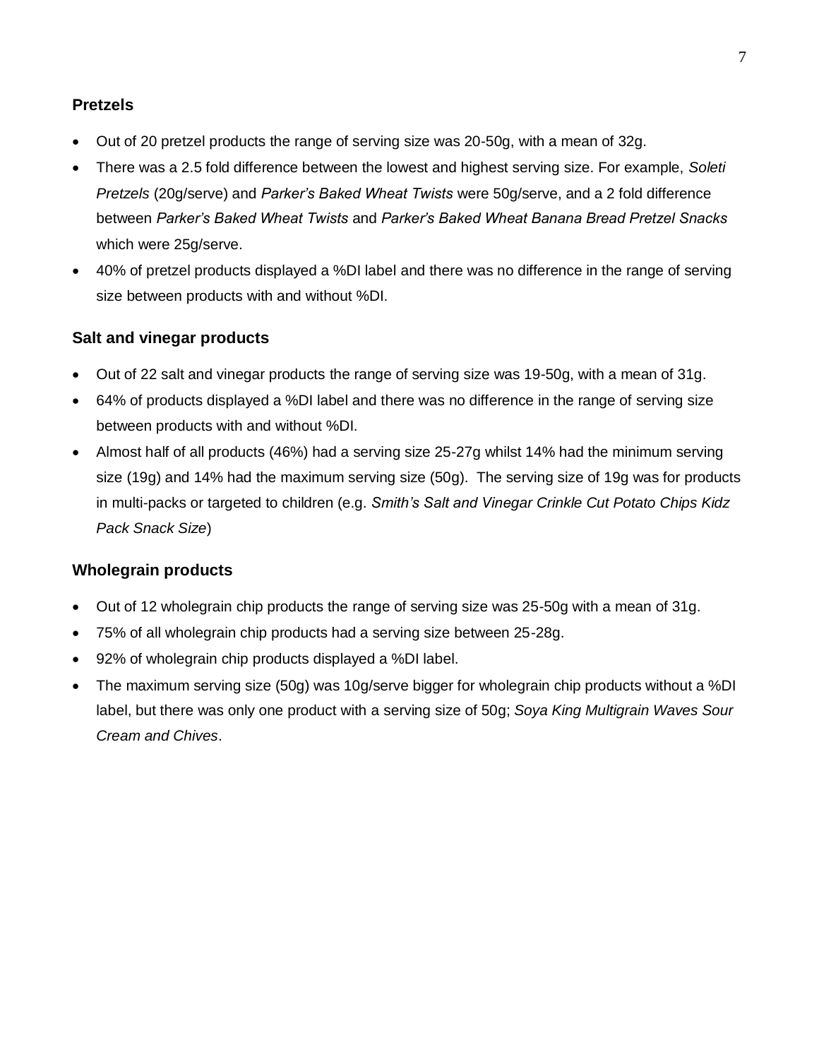### Pretzels

- Out of 20 pretzel products the range of serving size was 20-50g, with a mean of 32g.
- There was a 2.5 fold difference between the lowest and highest serving size. For example, *Soleti Pretzels* (20g/serve) and *Parker's Baked Wheat Twists* were 50g/serve, and a 2 fold difference between *Parker's Baked Wheat Twists* and *Parker's Baked Wheat Banana Bread Pretzel Snacks* which were 25g/serve.
- 40% of pretzel products displayed a %DI label and there was no difference in the range of serving size between products with and without %DI.

### Salt and vinegar products

- Out of 22 salt and vinegar products the range of serving size was 19-50g, with a mean of 31g.
- 64% of products displayed a %DI label and there was no difference in the range of serving size between products with and without %DI.
- Almost half of all products (46%) had a serving size 25-27g whilst 14% had the minimum serving size (19g) and 14% had the maximum serving size (50g). The serving size of 19g was for products in multi-packs or targeted to children (e.g. *Smith's Salt and Vinegar Crinkle Cut Potato Chips Kidz Pack Snack Size*)

### Wholegrain products

- Out of 12 wholegrain chip products the range of serving size was 25-50g with a mean of 31g.
- 75% of all wholegrain chip products had a serving size between 25-28g.
- 92% of wholegrain chip products displayed a %DI label.
- The maximum serving size (50g) was 10g/serve bigger for wholegrain chip products without a %DI label, but there was only one product with a serving size of 50g; *Soya King Multigrain Waves Sour Cream and Chives*.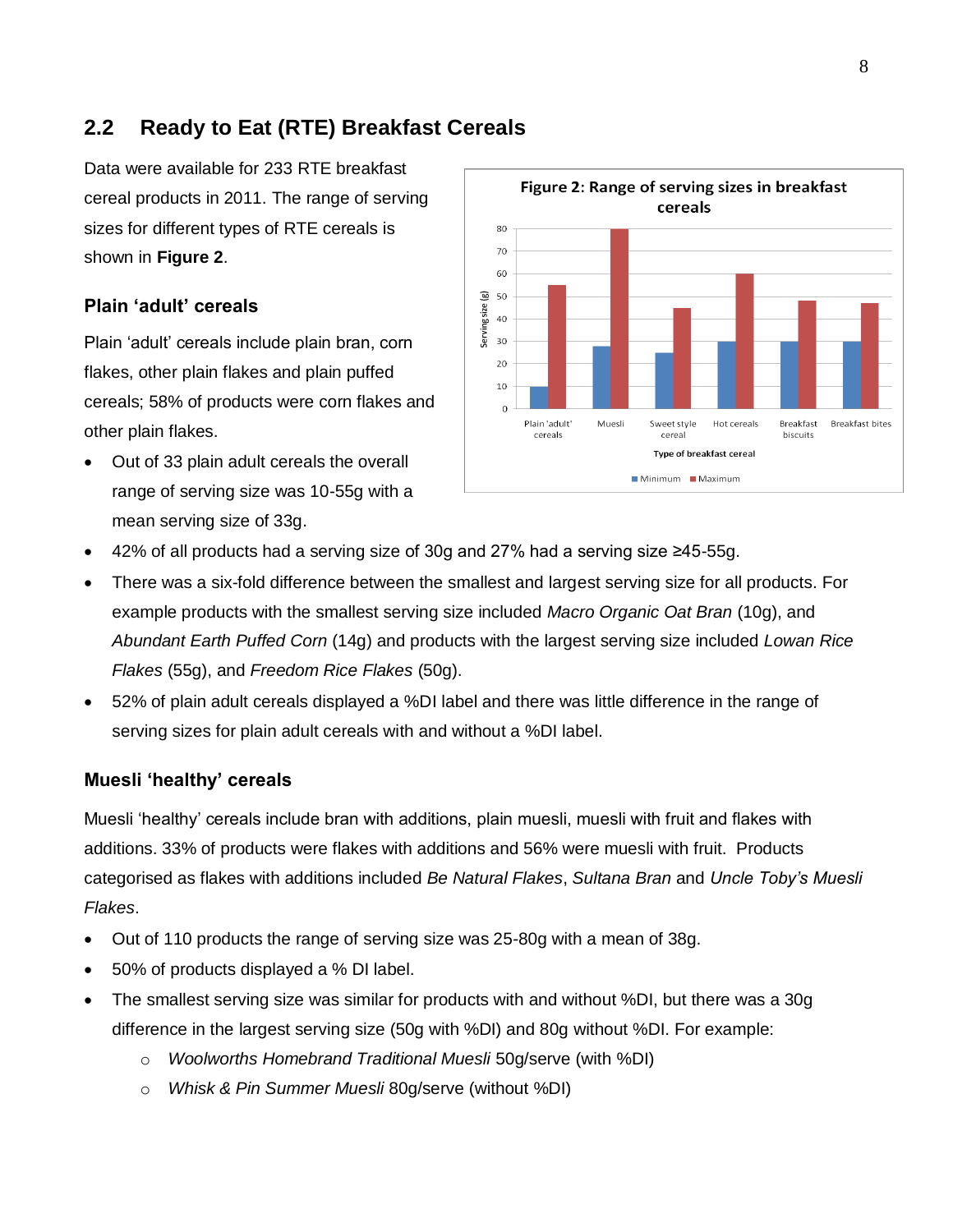## 2.2 Ready to Eat (RTE) Breakfast Cereals

Data were available for 233 RTE breakfast cereal products in 2011. The range of serving sizes for different types of RTE cereals is shown in **Figure 2**.

**Figure 2: Range of serving sizes in breakfast cereals**

| Type of breakfast cereal | Minimum (g) | Maximum (g) |
|---|---|---|
| Plain 'adult' cereals | 10 | 55 |
| Muesli | 28 | 80 |
| Sweet style cereal | 25 | 45 |
| Hot cereals | 30 | 60 |
| Breakfast biscuits | 30 | 48 |
| Breakfast bites | 30 | 47 |

### Plain 'adult' cereals

Plain 'adult' cereals include plain bran, corn flakes, other plain flakes and plain puffed cereals; 58% of products were corn flakes and other plain flakes.

- Out of 33 plain adult cereals the overall range of serving size was 10-55g with a mean serving size of 33g.
- 42% of all products had a serving size of 30g and 27% had a serving size ≥45-55g.
- There was a six-fold difference between the smallest and largest serving size for all products. For example products with the smallest serving size included *Macro Organic Oat Bran* (10g), and *Abundant Earth Puffed Corn* (14g) and products with the largest serving size included *Lowan Rice Flakes* (55g), and *Freedom Rice Flakes* (50g).
- 52% of plain adult cereals displayed a %DI label and there was little difference in the range of serving sizes for plain adult cereals with and without a %DI label.

### Muesli 'healthy' cereals

Muesli 'healthy' cereals include bran with additions, plain muesli, muesli with fruit and flakes with additions. 33% of products were flakes with additions and 56% were muesli with fruit. Products categorised as flakes with additions included *Be Natural Flakes*, *Sultana Bran* and *Uncle Toby's Muesli Flakes*.

- Out of 110 products the range of serving size was 25-80g with a mean of 38g.
- 50% of products displayed a % DI label.
- The smallest serving size was similar for products with and without %DI, but there was a 30g difference in the largest serving size (50g with %DI) and 80g without %DI. For example:
    - *Woolworths Homebrand Traditional Muesli* 50g/serve (with %DI)
    - *Whisk & Pin Summer Muesli* 80g/serve (without %DI)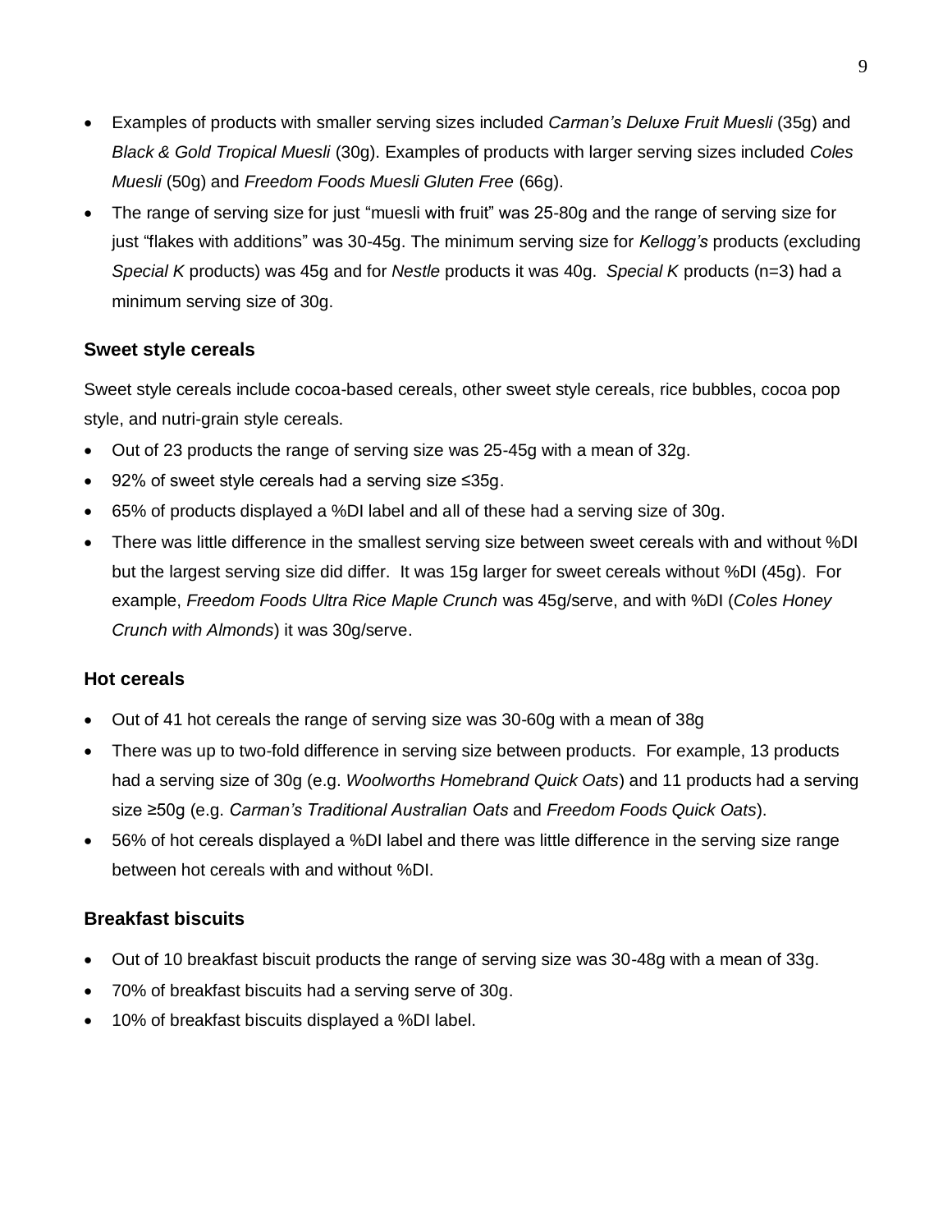- Examples of products with smaller serving sizes included *Carman's Deluxe Fruit Muesli* (35g) and *Black & Gold Tropical Muesli* (30g). Examples of products with larger serving sizes included *Coles Muesli* (50g) and *Freedom Foods Muesli Gluten Free* (66g).
- The range of serving size for just "muesli with fruit" was 25-80g and the range of serving size for just "flakes with additions" was 30-45g. The minimum serving size for *Kellogg's* products (excluding *Special K* products) was 45g and for *Nestle* products it was 40g. *Special K* products (n=3) had a minimum serving size of 30g.

### Sweet style cereals

Sweet style cereals include cocoa-based cereals, other sweet style cereals, rice bubbles, cocoa pop style, and nutri-grain style cereals.

- Out of 23 products the range of serving size was 25-45g with a mean of 32g.
- 92% of sweet style cereals had a serving size ≤35g.
- 65% of products displayed a %DI label and all of these had a serving size of 30g.
- There was little difference in the smallest serving size between sweet cereals with and without %DI but the largest serving size did differ. It was 15g larger for sweet cereals without %DI (45g). For example, *Freedom Foods Ultra Rice Maple Crunch* was 45g/serve, and with %DI (*Coles Honey Crunch with Almonds*) it was 30g/serve.

### Hot cereals

- Out of 41 hot cereals the range of serving size was 30-60g with a mean of 38g
- There was up to two-fold difference in serving size between products. For example, 13 products had a serving size of 30g (e.g. *Woolworths Homebrand Quick Oats*) and 11 products had a serving size ≥50g (e.g. *Carman's Traditional Australian Oats* and *Freedom Foods Quick Oats*).
- 56% of hot cereals displayed a %DI label and there was little difference in the serving size range between hot cereals with and without %DI.

### Breakfast biscuits

- Out of 10 breakfast biscuit products the range of serving size was 30-48g with a mean of 33g.
- 70% of breakfast biscuits had a serving serve of 30g.
- 10% of breakfast biscuits displayed a %DI label.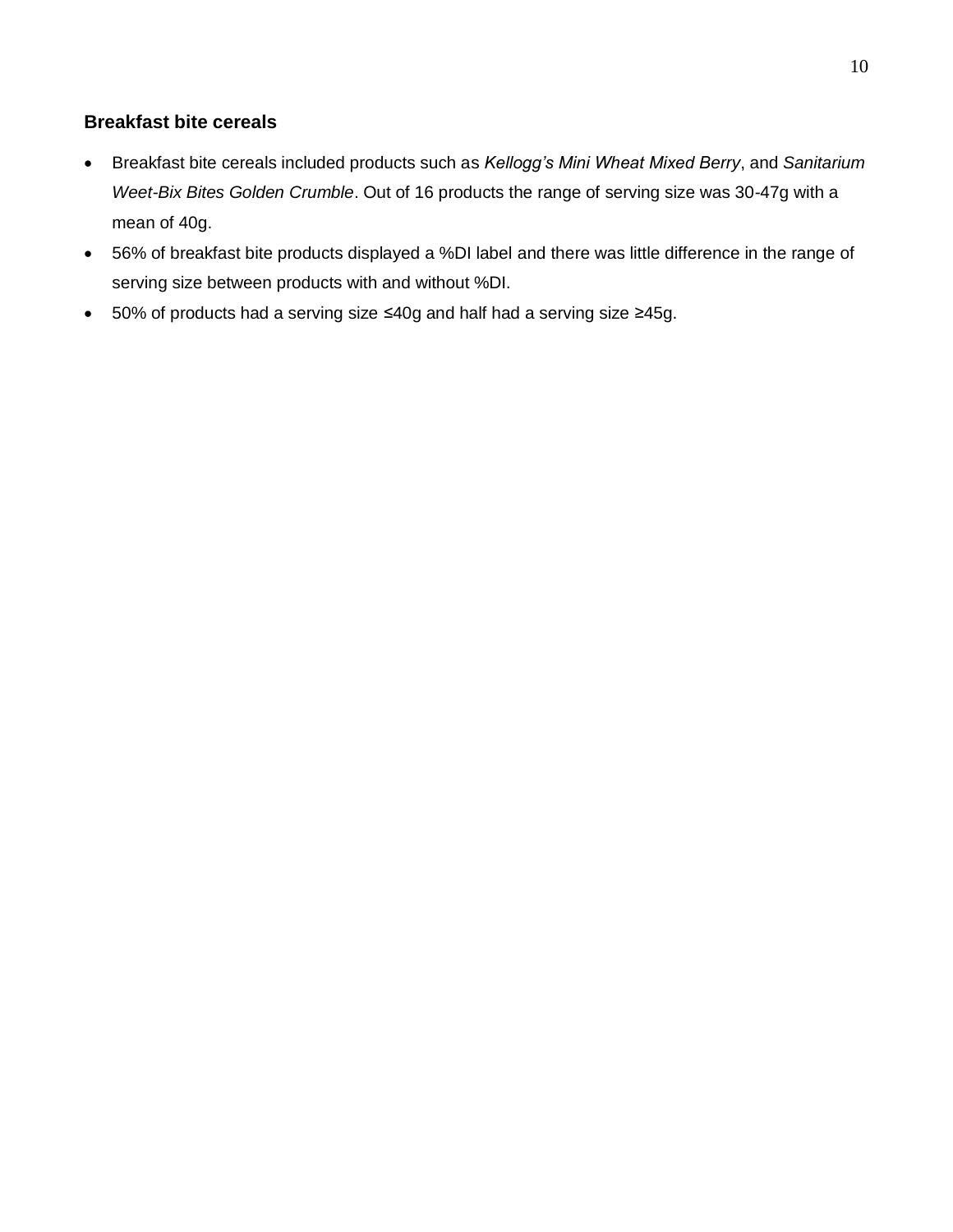### Breakfast bite cereals

- Breakfast bite cereals included products such as *Kellogg's Mini Wheat Mixed Berry*, and *Sanitarium Weet-Bix Bites Golden Crumble*. Out of 16 products the range of serving size was 30-47g with a mean of 40g.
- 56% of breakfast bite products displayed a %DI label and there was little difference in the range of serving size between products with and without %DI.
- 50% of products had a serving size ≤40g and half had a serving size ≥45g.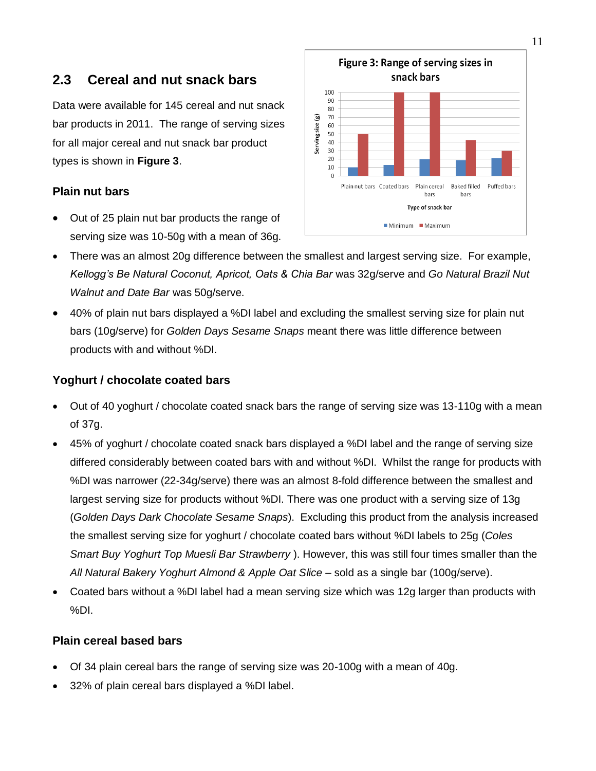## 2.3 Cereal and nut snack bars

Data were available for 145 cereal and nut snack bar products in 2011. The range of serving sizes for all major cereal and nut snack bar product types is shown in **Figure 3**.

**Figure 3: Range of serving sizes in snack bars**

| Type of snack bar | Minimum (g) | Maximum (g) |
|---|---|---|
| Plain nut bars | 10 | 50 |
| Coated bars | 13 | 100 |
| Plain cereal bars | 20 | 100 |
| Baked filled bars | 19 | 43 |
| Puffed bars | 21 | 30 |

### Plain nut bars

- Out of 25 plain nut bar products the range of serving size was 10-50g with a mean of 36g.
- There was an almost 20g difference between the smallest and largest serving size. For example, *Kellogg's Be Natural Coconut, Apricot, Oats & Chia Bar* was 32g/serve and *Go Natural Brazil Nut Walnut and Date Bar* was 50g/serve.
- 40% of plain nut bars displayed a %DI label and excluding the smallest serving size for plain nut bars (10g/serve) for *Golden Days Sesame Snaps* meant there was little difference between products with and without %DI.

### Yoghurt / chocolate coated bars

- Out of 40 yoghurt / chocolate coated snack bars the range of serving size was 13-110g with a mean of 37g.
- 45% of yoghurt / chocolate coated snack bars displayed a %DI label and the range of serving size differed considerably between coated bars with and without %DI. Whilst the range for products with %DI was narrower (22-34g/serve) there was an almost 8-fold difference between the smallest and largest serving size for products without %DI. There was one product with a serving size of 13g (*Golden Days Dark Chocolate Sesame Snaps*). Excluding this product from the analysis increased the smallest serving size for yoghurt / chocolate coated bars without %DI labels to 25g (*Coles Smart Buy Yoghurt Top Muesli Bar Strawberry* ). However, this was still four times smaller than the *All Natural Bakery Yoghurt Almond & Apple Oat Slice* – sold as a single bar (100g/serve).
- Coated bars without a %DI label had a mean serving size which was 12g larger than products with %DI.

### Plain cereal based bars

- Of 34 plain cereal bars the range of serving size was 20-100g with a mean of 40g.
- 32% of plain cereal bars displayed a %DI label.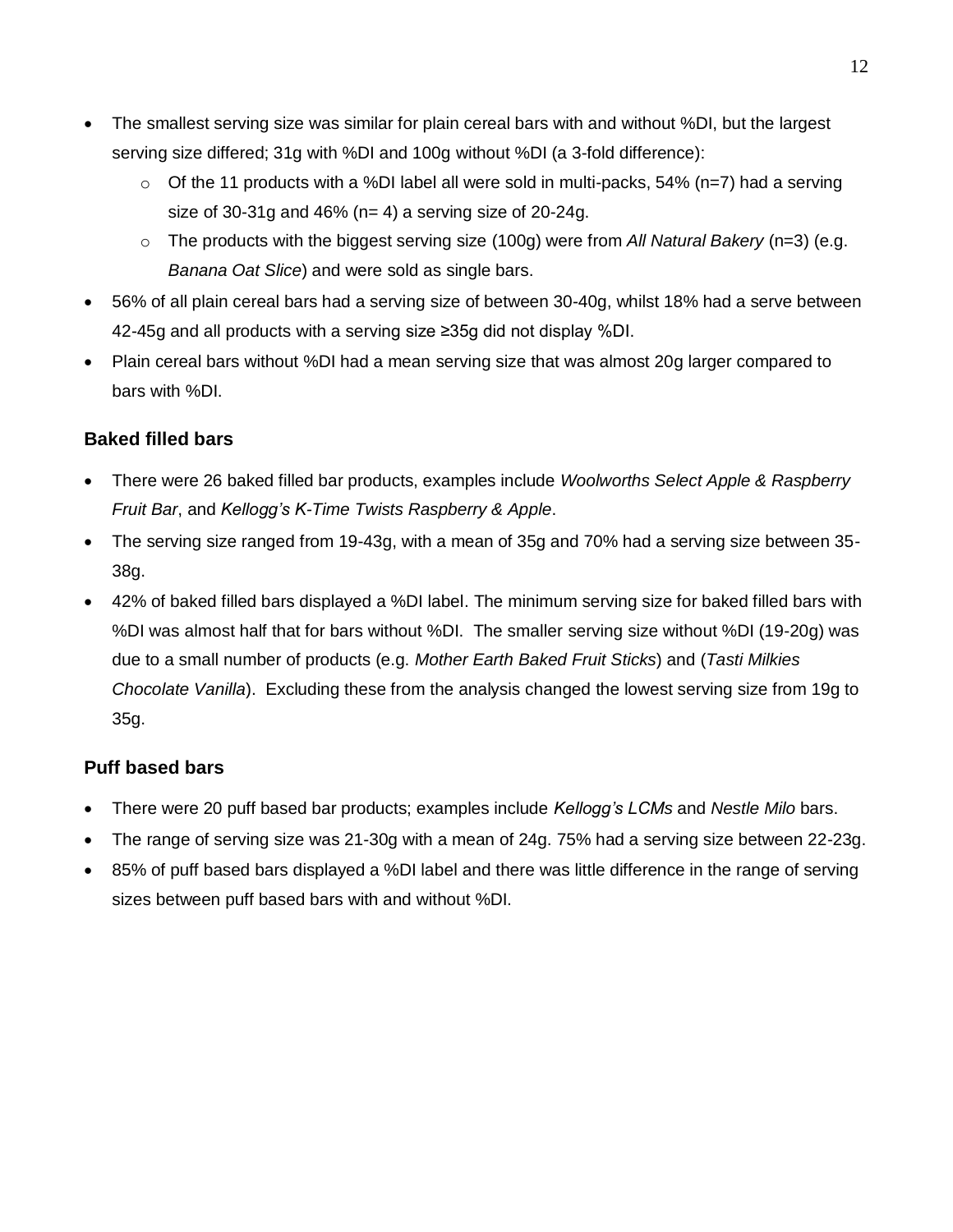- The smallest serving size was similar for plain cereal bars with and without %DI, but the largest serving size differed; 31g with %DI and 100g without %DI (a 3-fold difference):
    - Of the 11 products with a %DI label all were sold in multi-packs, 54% (n=7) had a serving size of 30-31g and 46% (n= 4) a serving size of 20-24g.
    - The products with the biggest serving size (100g) were from *All Natural Bakery* (n=3) (e.g. *Banana Oat Slice*) and were sold as single bars.
- 56% of all plain cereal bars had a serving size of between 30-40g, whilst 18% had a serve between 42-45g and all products with a serving size ≥35g did not display %DI.
- Plain cereal bars without %DI had a mean serving size that was almost 20g larger compared to bars with %DI.

### Baked filled bars

- There were 26 baked filled bar products, examples include *Woolworths Select Apple & Raspberry Fruit Bar*, and *Kellogg's K-Time Twists Raspberry & Apple*.
- The serving size ranged from 19-43g, with a mean of 35g and 70% had a serving size between 35-38g.
- 42% of baked filled bars displayed a %DI label. The minimum serving size for baked filled bars with %DI was almost half that for bars without %DI. The smaller serving size without %DI (19-20g) was due to a small number of products (e.g. *Mother Earth Baked Fruit Sticks*) and (*Tasti Milkies Chocolate Vanilla*). Excluding these from the analysis changed the lowest serving size from 19g to 35g.

### Puff based bars

- There were 20 puff based bar products; examples include *Kellogg's LCMs* and *Nestle Milo* bars.
- The range of serving size was 21-30g with a mean of 24g. 75% had a serving size between 22-23g.
- 85% of puff based bars displayed a %DI label and there was little difference in the range of serving sizes between puff based bars with and without %DI.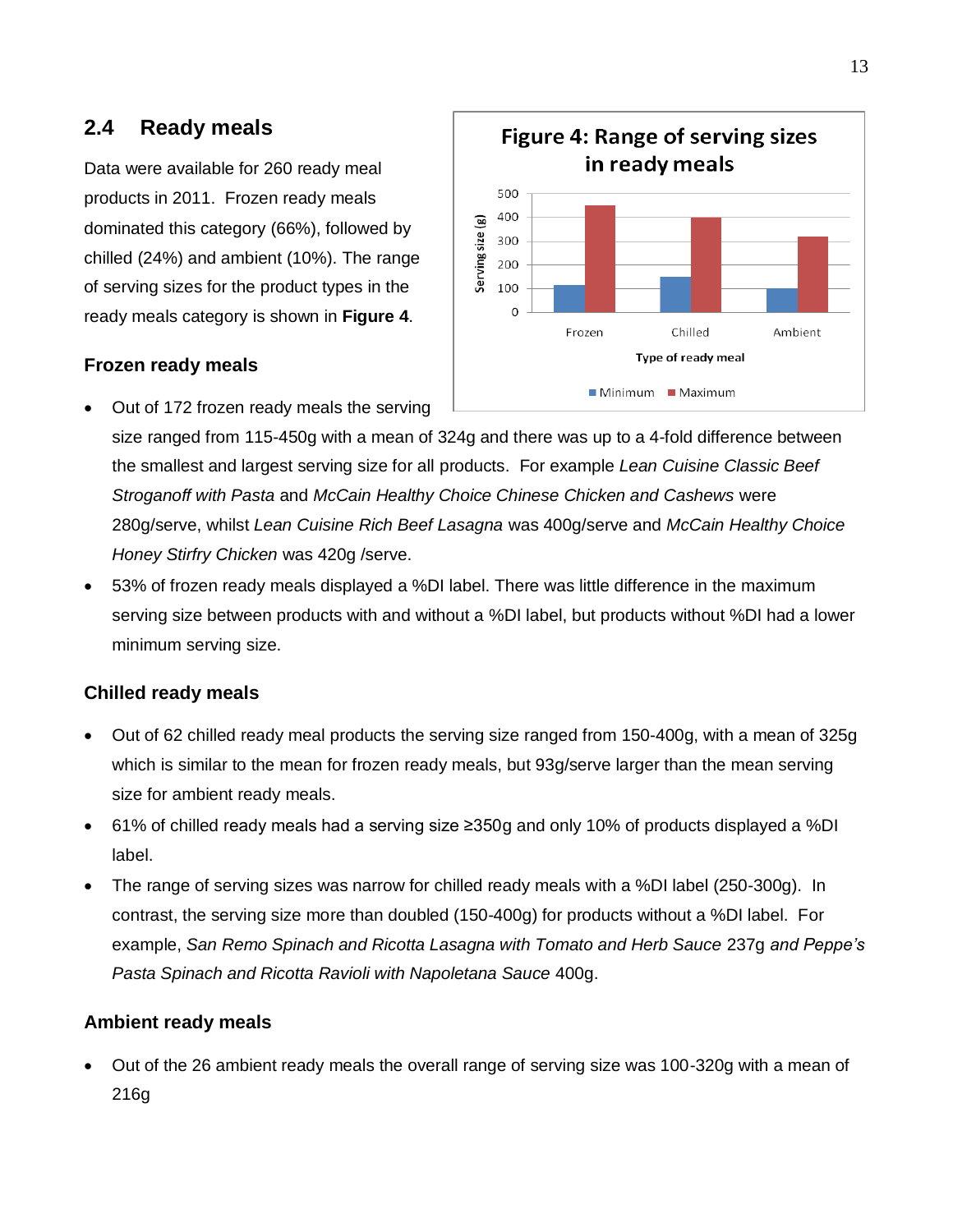## 2.4 Ready meals

Data were available for 260 ready meal products in 2011. Frozen ready meals dominated this category (66%), followed by chilled (24%) and ambient (10%). The range of serving sizes for the product types in the ready meals category is shown in **Figure 4**.

**Figure 4: Range of serving sizes in ready meals**

| Type of ready meal | Minimum | Maximum |
|---|---|---|
| Frozen | 115 | 450 |
| Chilled | 150 | 400 |
| Ambient | 100 | 320 |

### Frozen ready meals

- Out of 172 frozen ready meals the serving size ranged from 115-450g with a mean of 324g and there was up to a 4-fold difference between the smallest and largest serving size for all products. For example *Lean Cuisine Classic Beef Stroganoff with Pasta* and *McCain Healthy Choice Chinese Chicken and Cashews* were 280g/serve, whilst *Lean Cuisine Rich Beef Lasagna* was 400g/serve and *McCain Healthy Choice Honey Stirfry Chicken* was 420g /serve.
- 53% of frozen ready meals displayed a %DI label. There was little difference in the maximum serving size between products with and without a %DI label, but products without %DI had a lower minimum serving size.

### Chilled ready meals

- Out of 62 chilled ready meal products the serving size ranged from 150-400g, with a mean of 325g which is similar to the mean for frozen ready meals, but 93g/serve larger than the mean serving size for ambient ready meals.
- 61% of chilled ready meals had a serving size ≥350g and only 10% of products displayed a %DI label.
- The range of serving sizes was narrow for chilled ready meals with a %DI label (250-300g). In contrast, the serving size more than doubled (150-400g) for products without a %DI label. For example, *San Remo Spinach and Ricotta Lasagna with Tomato and Herb Sauce* 237g *and Peppe's Pasta Spinach and Ricotta Ravioli with Napoletana Sauce* 400g.

### Ambient ready meals

- Out of the 26 ambient ready meals the overall range of serving size was 100-320g with a mean of 216g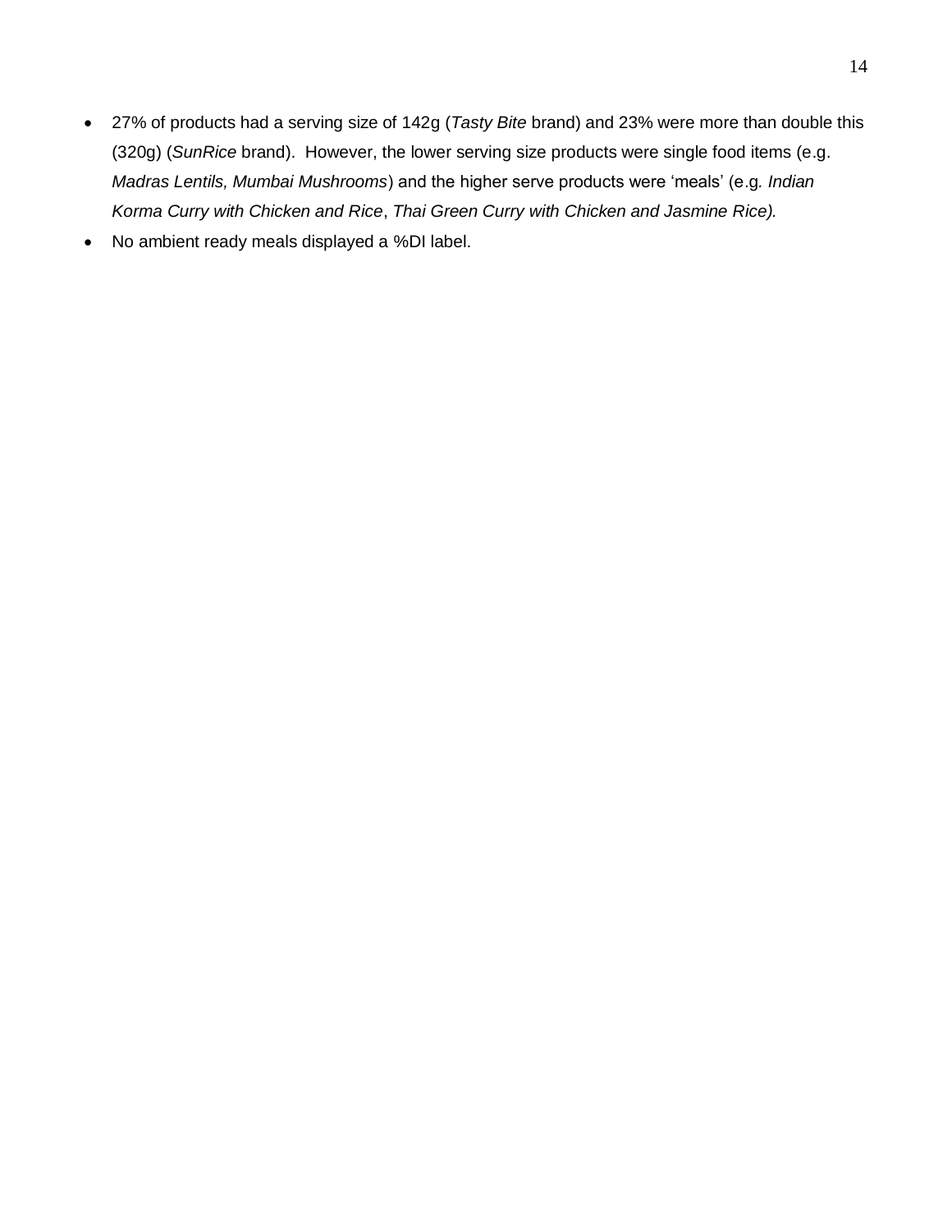- 27% of products had a serving size of 142g (*Tasty Bite* brand) and 23% were more than double this (320g) (*SunRice* brand). However, the lower serving size products were single food items (e.g. *Madras Lentils, Mumbai Mushrooms*) and the higher serve products were 'meals' (e.g. *Indian Korma Curry with Chicken and Rice*, *Thai Green Curry with Chicken and Jasmine Rice).*
- No ambient ready meals displayed a %DI label.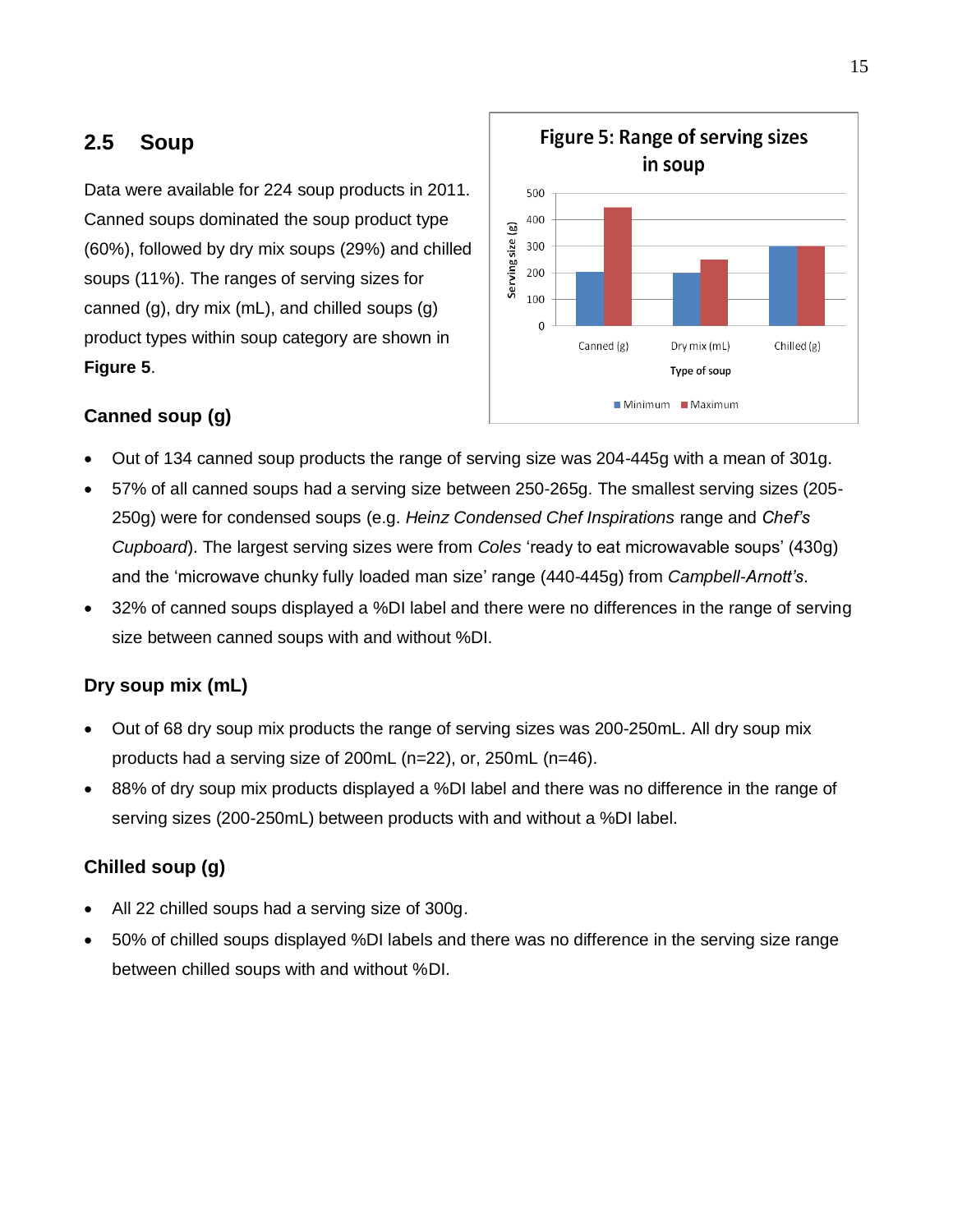## 2.5 Soup

Data were available for 224 soup products in 2011. Canned soups dominated the soup product type (60%), followed by dry mix soups (29%) and chilled soups (11%). The ranges of serving sizes for canned (g), dry mix (mL), and chilled soups (g) product types within soup category are shown in **Figure 5**.

Figure 5: Range of serving sizes in soup

### Canned soup (g)

- Out of 134 canned soup products the range of serving size was 204-445g with a mean of 301g.
- 57% of all canned soups had a serving size between 250-265g. The smallest serving sizes (205-250g) were for condensed soups (e.g. *Heinz Condensed Chef Inspirations* range and *Chef's Cupboard*). The largest serving sizes were from *Coles* 'ready to eat microwavable soups' (430g) and the 'microwave chunky fully loaded man size' range (440-445g) from *Campbell-Arnott's*.
- 32% of canned soups displayed a %DI label and there were no differences in the range of serving size between canned soups with and without %DI.

### Dry soup mix (mL)

- Out of 68 dry soup mix products the range of serving sizes was 200-250mL. All dry soup mix products had a serving size of 200mL (n=22), or, 250mL (n=46).
- 88% of dry soup mix products displayed a %DI label and there was no difference in the range of serving sizes (200-250mL) between products with and without a %DI label.

### Chilled soup (g)

- All 22 chilled soups had a serving size of 300g.
- 50% of chilled soups displayed %DI labels and there was no difference in the serving size range between chilled soups with and without %DI.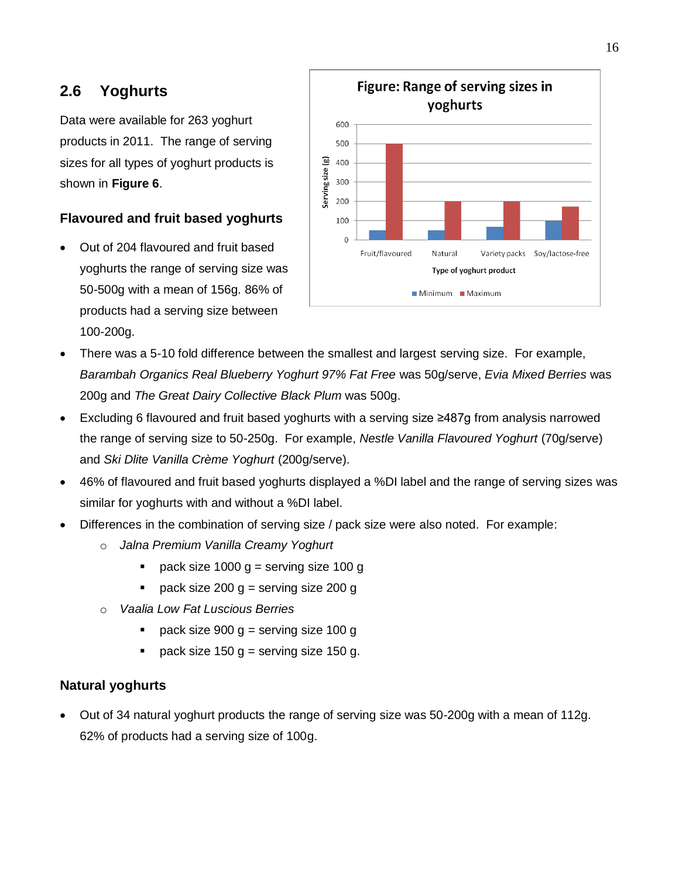## 2.6 Yoghurts

Data were available for 263 yoghurt products in 2011. The range of serving sizes for all types of yoghurt products is shown in **Figure 6**.

**Figure: Range of serving sizes in yoghurts**

### Flavoured and fruit based yoghurts

- Out of 204 flavoured and fruit based yoghurts the range of serving size was 50-500g with a mean of 156g. 86% of products had a serving size between 100-200g.
- There was a 5-10 fold difference between the smallest and largest serving size. For example, *Barambah Organics Real Blueberry Yoghurt 97% Fat Free* was 50g/serve, *Evia Mixed Berries* was 200g and *The Great Dairy Collective Black Plum* was 500g.
- Excluding 6 flavoured and fruit based yoghurts with a serving size ≥487g from analysis narrowed the range of serving size to 50-250g. For example, *Nestle Vanilla Flavoured Yoghurt* (70g/serve) and *Ski Dlite Vanilla Crème Yoghurt* (200g/serve).
- 46% of flavoured and fruit based yoghurts displayed a %DI label and the range of serving sizes was similar for yoghurts with and without a %DI label.
- Differences in the combination of serving size / pack size were also noted. For example:
  - *Jalna Premium Vanilla Creamy Yoghurt*
    - pack size 1000 g = serving size 100 g
    - pack size 200 g = serving size 200 g
  - *Vaalia Low Fat Luscious Berries*
    - pack size 900 g = serving size 100 g
    - pack size 150 g = serving size 150 g.

### Natural yoghurts

- Out of 34 natural yoghurt products the range of serving size was 50-200g with a mean of 112g. 62% of products had a serving size of 100g.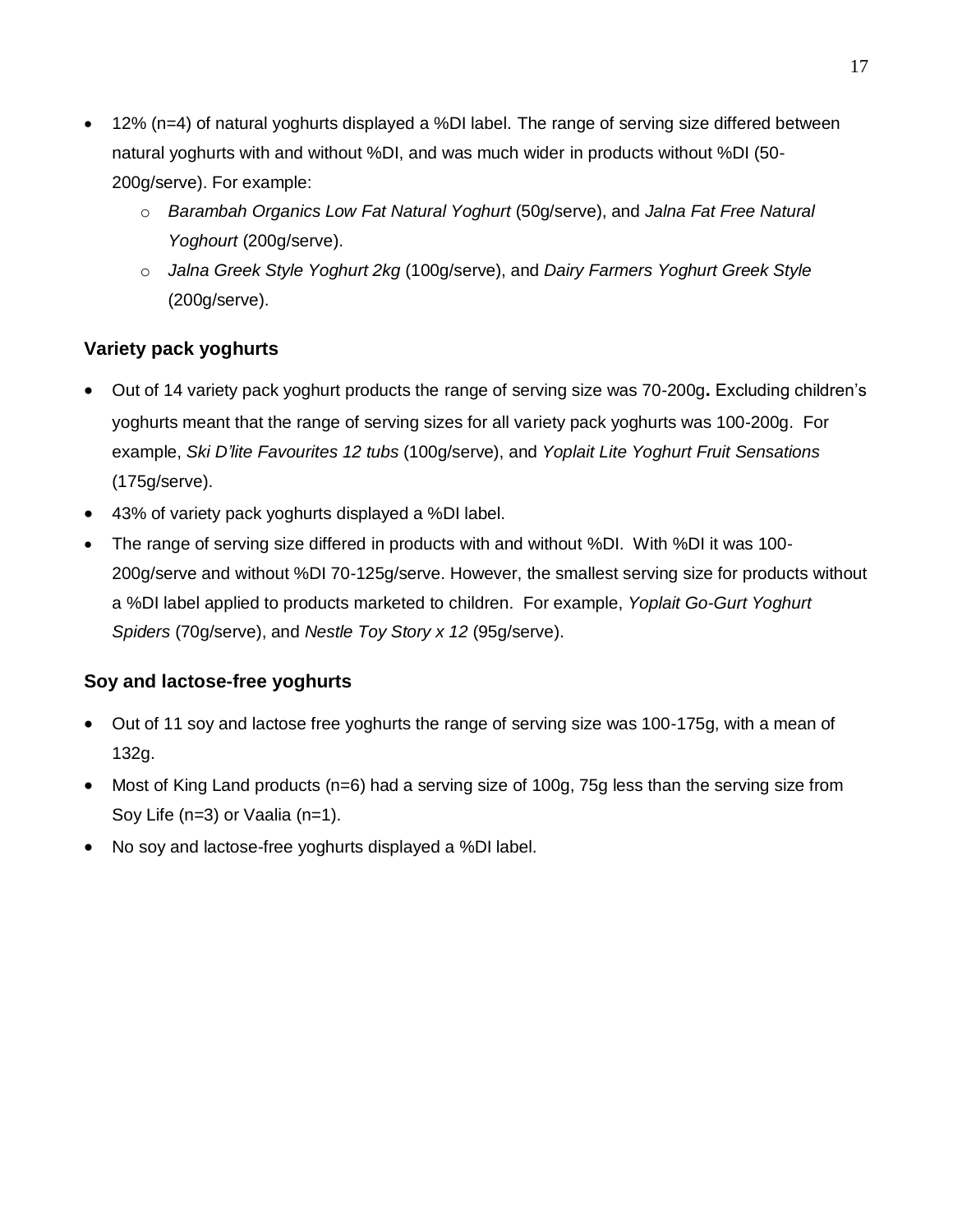- 12% (n=4) of natural yoghurts displayed a %DI label. The range of serving size differed between natural yoghurts with and without %DI, and was much wider in products without %DI (50-200g/serve). For example:
  - *Barambah Organics Low Fat Natural Yoghurt* (50g/serve), and *Jalna Fat Free Natural Yoghourt* (200g/serve).
  - *Jalna Greek Style Yoghurt 2kg* (100g/serve), and *Dairy Farmers Yoghurt Greek Style* (200g/serve).

### Variety pack yoghurts

- Out of 14 variety pack yoghurt products the range of serving size was 70-200g**.** Excluding children's yoghurts meant that the range of serving sizes for all variety pack yoghurts was 100-200g. For example, *Ski D'lite Favourites 12 tubs* (100g/serve), and *Yoplait Lite Yoghurt Fruit Sensations* (175g/serve).
- 43% of variety pack yoghurts displayed a %DI label.
- The range of serving size differed in products with and without %DI. With %DI it was 100-200g/serve and without %DI 70-125g/serve. However, the smallest serving size for products without a %DI label applied to products marketed to children. For example, *Yoplait Go-Gurt Yoghurt Spiders* (70g/serve), and *Nestle Toy Story x 12* (95g/serve).

### Soy and lactose-free yoghurts

- Out of 11 soy and lactose free yoghurts the range of serving size was 100-175g, with a mean of 132g.
- Most of King Land products (n=6) had a serving size of 100g, 75g less than the serving size from Soy Life (n=3) or Vaalia (n=1).
- No soy and lactose-free yoghurts displayed a %DI label.